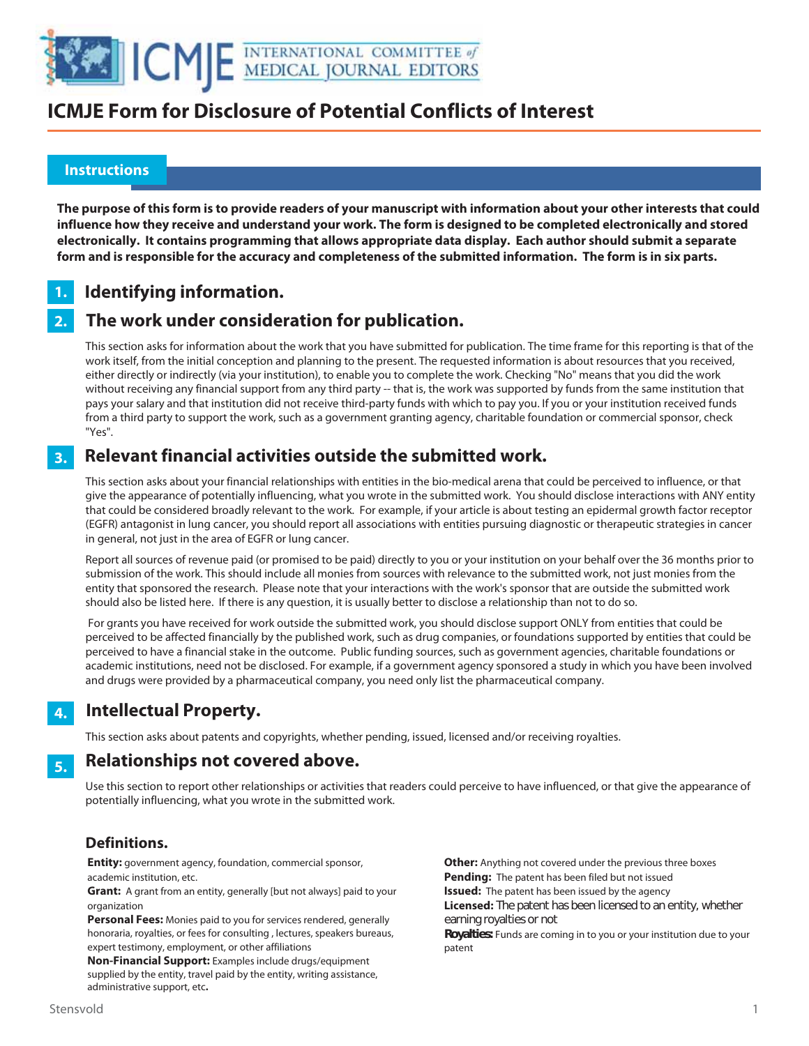# ICMJE Form for Disclosure of Potential Conflicts of Interest

## Instructions

**The purpose of this form is to provide readers of your manuscript with information about your other interests that could influence how they receive and understand your work. The form is designed to be completed electronically and stored electronically. It contains programming that allows appropriate data display. Each author should submit a separate form and is responsible for the accuracy and completeness of the submitted information. The form is in six parts.**

## 1. Identifying information.

## 2. The work under consideration for publication.

This section asks for information about the work that you have submitted for publication. The time frame for this reporting is that of the work itself, from the initial conception and planning to the present. The requested information is about resources that you received, either directly or indirectly (via your institution), to enable you to complete the work. Checking "No" means that you did the work without receiving any financial support from any third party -- that is, the work was supported by funds from the same institution that pays your salary and that institution did not receive third-party funds with which to pay you. If you or your institution received funds from a third party to support the work, such as a government granting agency, charitable foundation or commercial sponsor, check "Yes".

## 3. Relevant financial activities outside the submitted work.

This section asks about your financial relationships with entities in the bio-medical arena that could be perceived to influence, or that give the appearance of potentially influencing, what you wrote in the submitted work. You should disclose interactions with ANY entity that could be considered broadly relevant to the work. For example, if your article is about testing an epidermal growth factor receptor (EGFR) antagonist in lung cancer, you should report all associations with entities pursuing diagnostic or therapeutic strategies in cancer in general, not just in the area of EGFR or lung cancer.

Report all sources of revenue paid (or promised to be paid) directly to you or your institution on your behalf over the 36 months prior to submission of the work. This should include all monies from sources with relevance to the submitted work, not just monies from the entity that sponsored the research. Please note that your interactions with the work's sponsor that are outside the submitted work should also be listed here. If there is any question, it is usually better to disclose a relationship than not to do so.

For grants you have received for work outside the submitted work, you should disclose support ONLY from entities that could be perceived to be affected financially by the published work, such as drug companies, or foundations supported by entities that could be perceived to have a financial stake in the outcome. Public funding sources, such as government agencies, charitable foundations or academic institutions, need not be disclosed. For example, if a government agency sponsored a study in which you have been involved and drugs were provided by a pharmaceutical company, you need only list the pharmaceutical company.

## 4. Intellectual Property.

This section asks about patents and copyrights, whether pending, issued, licensed and/or receiving royalties.

## 5. Relationships not covered above.

Use this section to report other relationships or activities that readers could perceive to have influenced, or that give the appearance of potentially influencing, what you wrote in the submitted work.

### Definitions.

**Entity:** government agency, foundation, commercial sponsor, academic institution, etc.

**Grant:** A grant from an entity, generally [but not always] paid to your organization

**Personal Fees:** Monies paid to you for services rendered, generally honoraria, royalties, or fees for consulting , lectures, speakers bureaus, expert testimony, employment, or other affiliations

**Non-Financial Support:** Examples include drugs/equipment supplied by the entity, travel paid by the entity, writing assistance, administrative support, etc**.**

**Other:** Anything not covered under the previous three boxes

**Pending:** The patent has been filed but not issued

**Issued:** The patent has been issued by the agency

**Licensed:** The patent has been licensed to an entity, whether earning royalties or not

**Royalties:** Funds are coming in to you or your institution due to your patent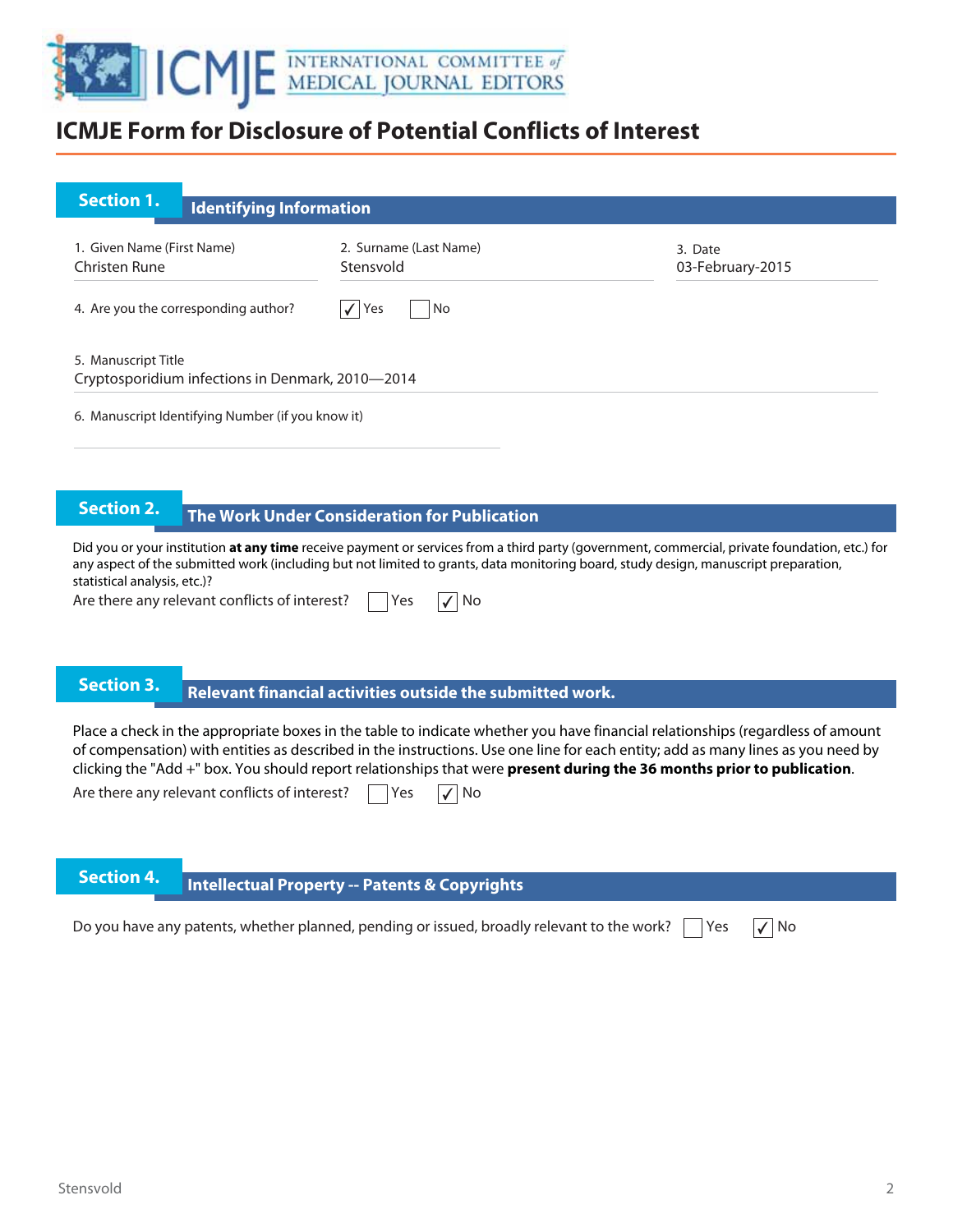# ICMJE Form for Disclosure of Potential Conflicts of Interest

## Section 1. Identifying Information

1. Given Name (First Name)
Christen Rune

2. Surname (Last Name)
Stensvold

3. Date
03-February-2015

4. Are you the corresponding author? ☑ Yes ☐ No

5. Manuscript Title
Cryptosporidium infections in Denmark, 2010—2014

6. Manuscript Identifying Number (if you know it)

## Section 2. The Work Under Consideration for Publication

Did you or your institution **at any time** receive payment or services from a third party (government, commercial, private foundation, etc.) for any aspect of the submitted work (including but not limited to grants, data monitoring board, study design, manuscript preparation, statistical analysis, etc.)?

Are there any relevant conflicts of interest? ☐ Yes ☑ No

## Section 3. Relevant financial activities outside the submitted work.

Place a check in the appropriate boxes in the table to indicate whether you have financial relationships (regardless of amount of compensation) with entities as described in the instructions. Use one line for each entity; add as many lines as you need by clicking the "Add +" box. You should report relationships that were **present during the 36 months prior to publication**.

Are there any relevant conflicts of interest? ☐ Yes ☑ No

## Section 4. Intellectual Property -- Patents & Copyrights

Do you have any patents, whether planned, pending or issued, broadly relevant to the work? ☐ Yes ☑ No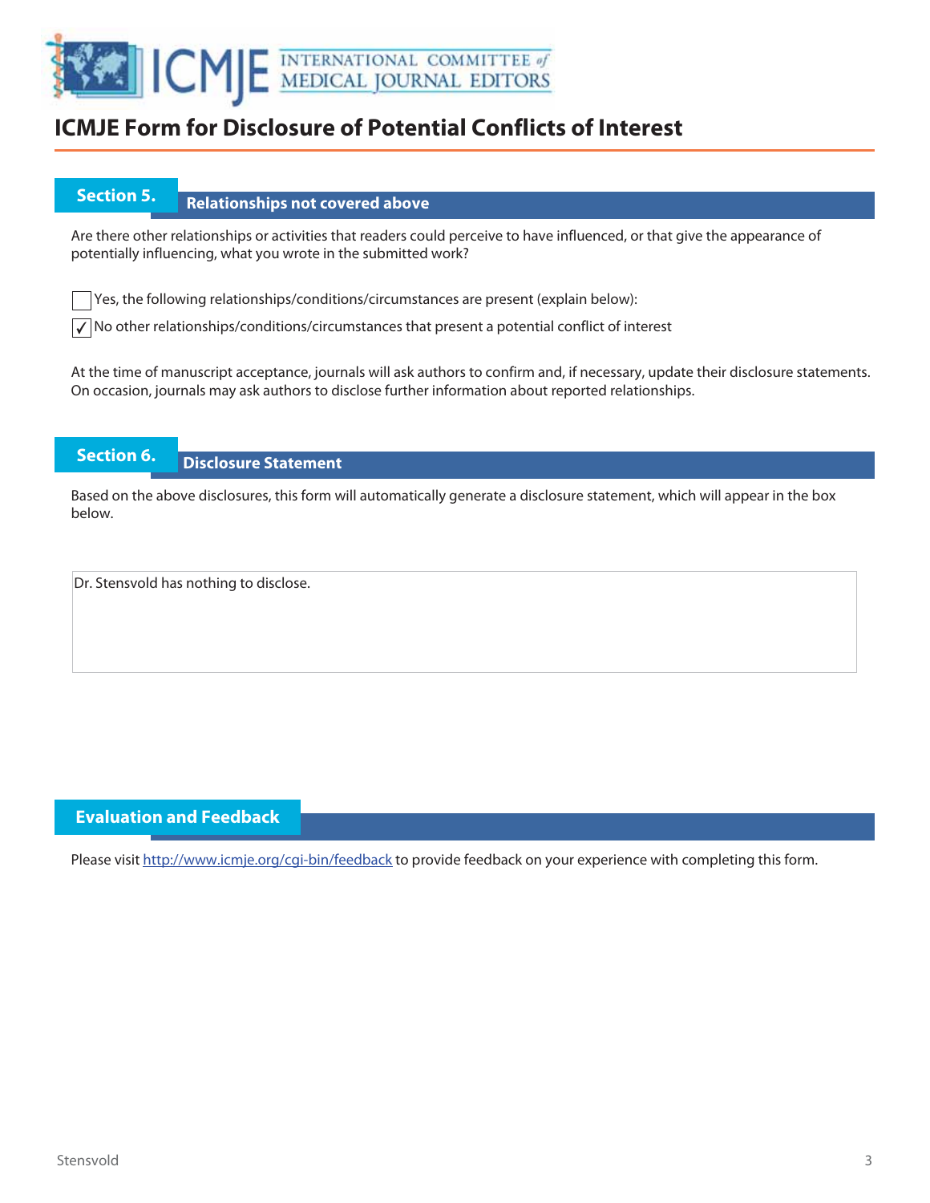# ICMJE Form for Disclosure of Potential Conflicts of Interest

## Section 5. Relationships not covered above

Are there other relationships or activities that readers could perceive to have influenced, or that give the appearance of potentially influencing, what you wrote in the submitted work?

☐ Yes, the following relationships/conditions/circumstances are present (explain below):

☑ No other relationships/conditions/circumstances that present a potential conflict of interest

At the time of manuscript acceptance, journals will ask authors to confirm and, if necessary, update their disclosure statements. On occasion, journals may ask authors to disclose further information about reported relationships.

## Section 6. Disclosure Statement

Based on the above disclosures, this form will automatically generate a disclosure statement, which will appear in the box below.

Dr. Stensvold has nothing to disclose.

## Evaluation and Feedback

Please visit http://www.icmje.org/cgi-bin/feedback to provide feedback on your experience with completing this form.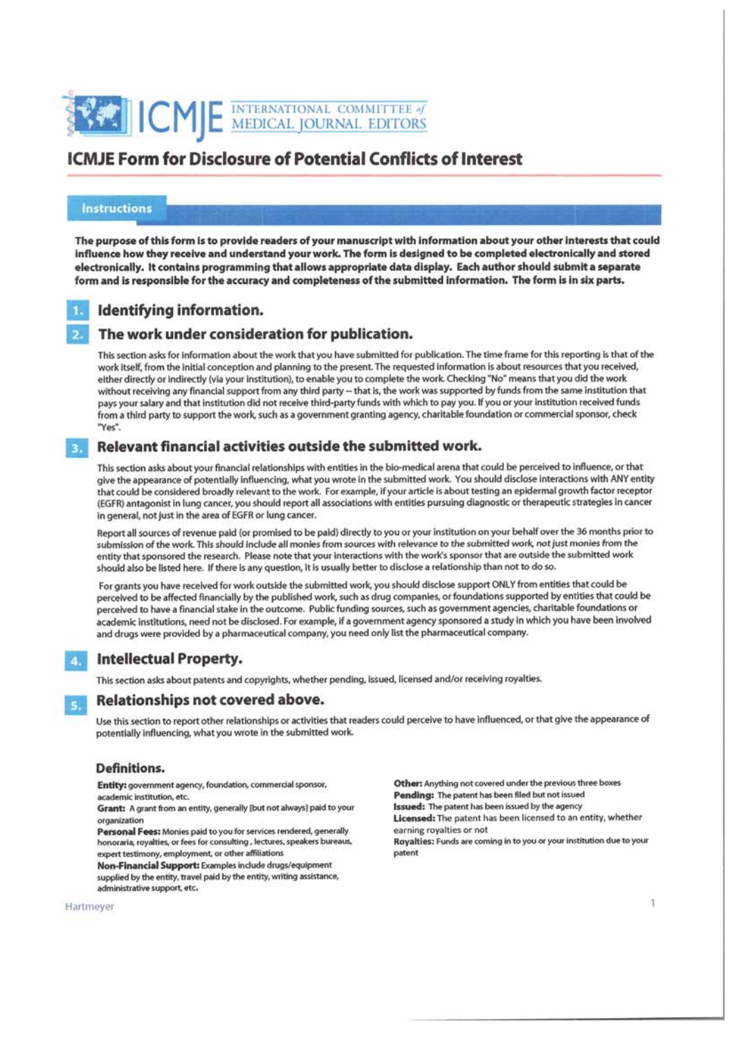# ICMJE INTERNATIONAL COMMITTEE of MEDICAL JOURNAL EDITORS

## ICMJE Form for Disclosure of Potential Conflicts of Interest

### Instructions

**The purpose of this form is to provide readers of your manuscript with information about your other interests that could influence how they receive and understand your work. The form is designed to be completed electronically and stored electronically. It contains programming that allows appropriate data display. Each author should submit a separate form and is responsible for the accuracy and completeness of the submitted information. The form is in six parts.**

### 1. Identifying information.

### 2. The work under consideration for publication.

This section asks for information about the work that you have submitted for publication. The time frame for this reporting is that of the work itself, from the initial conception and planning to the present. The requested information is about resources that you received, either directly or indirectly (via your institution), to enable you to complete the work. Checking "No" means that you did the work without receiving any financial support from any third party – that is, the work was supported by funds from the same institution that pays your salary and that institution did not receive third-party funds with which to pay you. If you or your institution received funds from a third party to support the work, such as a government granting agency, charitable foundation or commercial sponsor, check "Yes".

### 3. Relevant financial activities outside the submitted work.

This section asks about your financial relationships with entities in the bio-medical arena that could be perceived to influence, or that give the appearance of potentially influencing, what you wrote in the submitted work. You should disclose interactions with ANY entity that could be considered broadly relevant to the work. For example, if your article is about testing an epidermal growth factor receptor (EGFR) antagonist in lung cancer, you should report all associations with entities pursuing diagnostic or therapeutic strategies in cancer in general, not just in the area of EGFR or lung cancer.

Report all sources of revenue paid (or promised to be paid) directly to you or your institution on your behalf over the 36 months prior to submission of the work. This should include all monies from sources with relevance to the submitted work, not just monies from the entity that sponsored the research. Please note that your interactions with the work's sponsor that are outside the submitted work should also be listed here. If there is any question, it is usually better to disclose a relationship than not to do so.

For grants you have received for work outside the submitted work, you should disclose support ONLY from entities that could be perceived to be affected financially by the published work, such as drug companies, or foundations supported by entities that could be perceived to have a financial stake in the outcome. Public funding sources, such as government agencies, charitable foundations or academic institutions, need not be disclosed. For example, if a government agency sponsored a study in which you have been involved and drugs were provided by a pharmaceutical company, you need only list the pharmaceutical company.

### 4. Intellectual Property.

This section asks about patents and copyrights, whether pending, issued, licensed and/or receiving royalties.

### 5. Relationships not covered above.

Use this section to report other relationships or activities that readers could perceive to have influenced, or that give the appearance of potentially influencing, what you wrote in the submitted work.

### Definitions.

**Entity:** government agency, foundation, commercial sponsor, academic institution, etc.

**Grant:** A grant from an entity, generally [but not always] paid to your organization

**Personal Fees:** Monies paid to you for services rendered, generally honoraria, royalties, or fees for consulting, lectures, speakers bureaus, expert testimony, employment, or other affiliations

**Non-Financial Support:** Examples include drugs/equipment supplied by the entity, travel paid by the entity, writing assistance, administrative support, etc.

**Other:** Anything not covered under the previous three boxes

**Pending:** The patent has been filed but not issued

**Issued:** The patent has been issued by the agency

**Licensed:** The patent has been licensed to an entity, whether earning royalties or not

**Royalties:** Funds are coming in to you or your institution due to your patent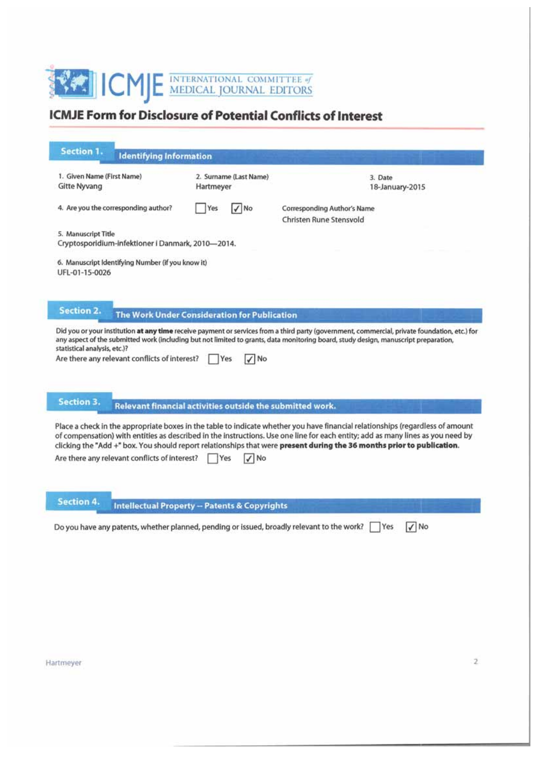# ICMJE INTERNATIONAL COMMITTEE of MEDICAL JOURNAL EDITORS

## ICMJE Form for Disclosure of Potential Conflicts of Interest

### Section 1. Identifying Information

1. Given Name (First Name)
Gitte Nyvang

2. Surname (Last Name)
Hartmeyer

3. Date
18-January-2015

4. Are you the corresponding author? ☐ Yes ☑ No

Corresponding Author's Name
Christen Rune Stensvold

5. Manuscript Title
Cryptosporidium-infektioner i Danmark, 2010—2014.

6. Manuscript Identifying Number (if you know it)
UFL-01-15-0026

### Section 2. The Work Under Consideration for Publication

Did you or your institution **at any time** receive payment or services from a third party (government, commercial, private foundation, etc.) for any aspect of the submitted work (including but not limited to grants, data monitoring board, study design, manuscript preparation, statistical analysis, etc.)?

Are there any relevant conflicts of interest? ☐ Yes ☑ No

### Section 3. Relevant financial activities outside the submitted work.

Place a check in the appropriate boxes in the table to indicate whether you have financial relationships (regardless of amount of compensation) with entities as described in the instructions. Use one line for each entity; add as many lines as you need by clicking the "Add +" box. You should report relationships that were **present during the 36 months prior to publication**.

Are there any relevant conflicts of interest? ☐ Yes ☑ No

### Section 4. Intellectual Property -- Patents & Copyrights

Do you have any patents, whether planned, pending or issued, broadly relevant to the work? ☐ Yes ☑ No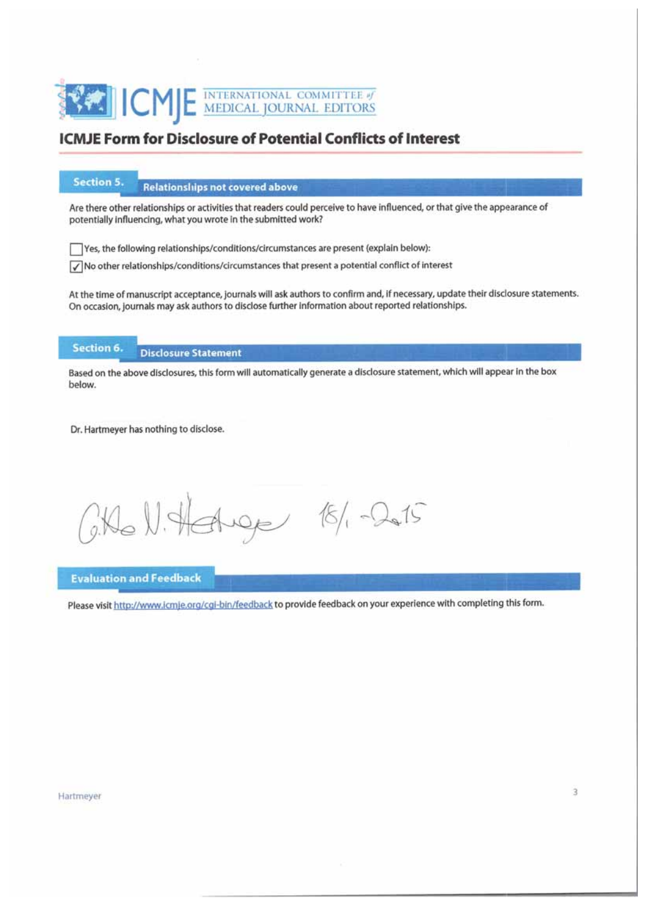# ICMJE INTERNATIONAL COMMITTEE of MEDICAL JOURNAL EDITORS

## ICMJE Form for Disclosure of Potential Conflicts of Interest

### Section 5. Relationships not covered above

Are there other relationships or activities that readers could perceive to have influenced, or that give the appearance of potentially influencing, what you wrote in the submitted work?

☐ Yes, the following relationships/conditions/circumstances are present (explain below):

☑ No other relationships/conditions/circumstances that present a potential conflict of interest

At the time of manuscript acceptance, journals will ask authors to confirm and, if necessary, update their disclosure statements. On occasion, journals may ask authors to disclose further information about reported relationships.

### Section 6. Disclosure Statement

Based on the above disclosures, this form will automatically generate a disclosure statement, which will appear in the box below.

Dr. Hartmeyer has nothing to disclose.

G.No N. Hartmeyer 18/1 -2015

### Evaluation and Feedback

Please visit http://www.icmje.org/cgi-bin/feedback to provide feedback on your experience with completing this form.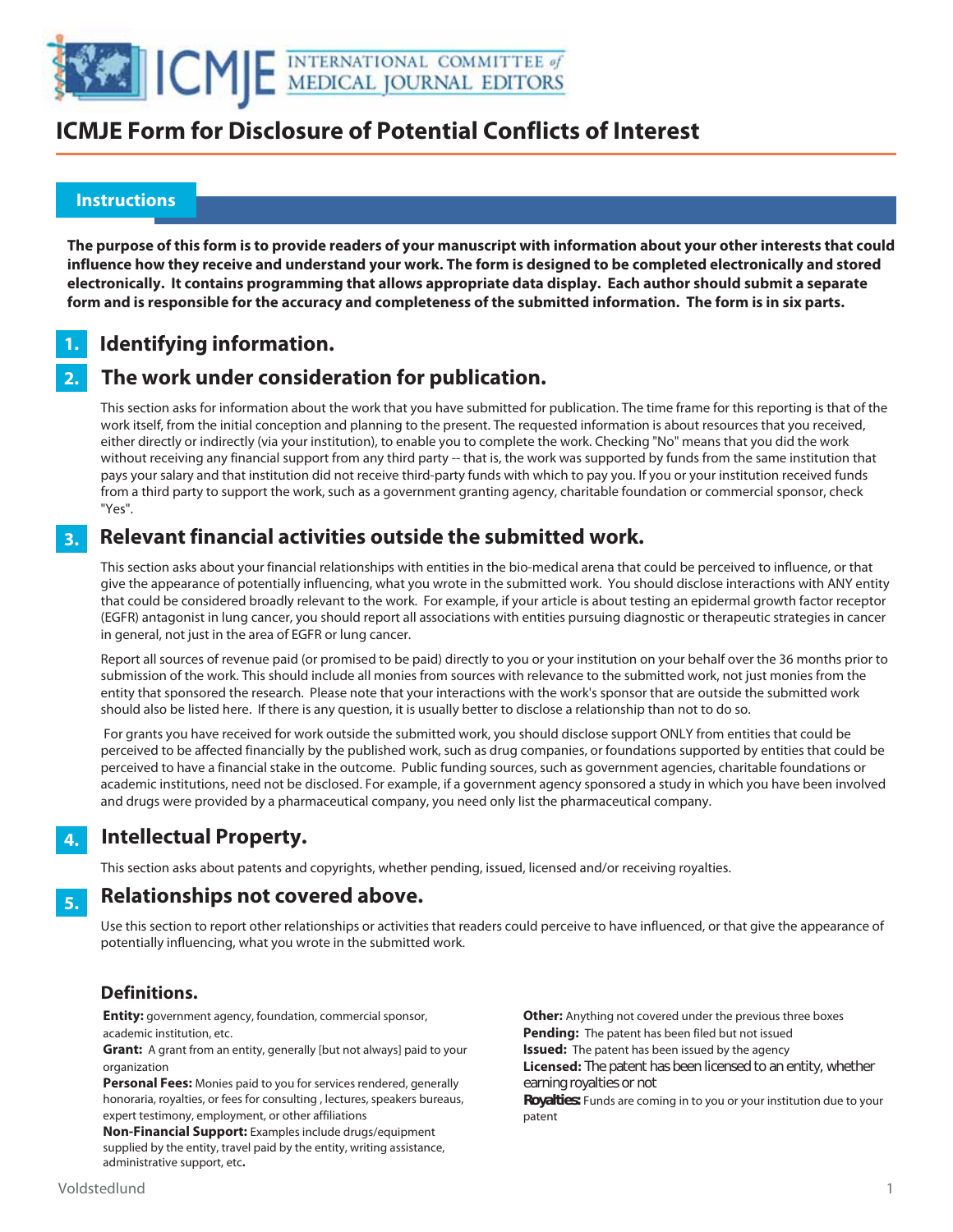# ICMJE Form for Disclosure of Potential Conflicts of Interest

## Instructions

**The purpose of this form is to provide readers of your manuscript with information about your other interests that could influence how they receive and understand your work. The form is designed to be completed electronically and stored electronically. It contains programming that allows appropriate data display. Each author should submit a separate form and is responsible for the accuracy and completeness of the submitted information. The form is in six parts.**

## 1. Identifying information.

## 2. The work under consideration for publication.

This section asks for information about the work that you have submitted for publication. The time frame for this reporting is that of the work itself, from the initial conception and planning to the present. The requested information is about resources that you received, either directly or indirectly (via your institution), to enable you to complete the work. Checking "No" means that you did the work without receiving any financial support from any third party -- that is, the work was supported by funds from the same institution that pays your salary and that institution did not receive third-party funds with which to pay you. If you or your institution received funds from a third party to support the work, such as a government granting agency, charitable foundation or commercial sponsor, check "Yes".

## 3. Relevant financial activities outside the submitted work.

This section asks about your financial relationships with entities in the bio-medical arena that could be perceived to influence, or that give the appearance of potentially influencing, what you wrote in the submitted work. You should disclose interactions with ANY entity that could be considered broadly relevant to the work. For example, if your article is about testing an epidermal growth factor receptor (EGFR) antagonist in lung cancer, you should report all associations with entities pursuing diagnostic or therapeutic strategies in cancer in general, not just in the area of EGFR or lung cancer.

Report all sources of revenue paid (or promised to be paid) directly to you or your institution on your behalf over the 36 months prior to submission of the work. This should include all monies from sources with relevance to the submitted work, not just monies from the entity that sponsored the research. Please note that your interactions with the work's sponsor that are outside the submitted work should also be listed here. If there is any question, it is usually better to disclose a relationship than not to do so.

For grants you have received for work outside the submitted work, you should disclose support ONLY from entities that could be perceived to be affected financially by the published work, such as drug companies, or foundations supported by entities that could be perceived to have a financial stake in the outcome. Public funding sources, such as government agencies, charitable foundations or academic institutions, need not be disclosed. For example, if a government agency sponsored a study in which you have been involved and drugs were provided by a pharmaceutical company, you need only list the pharmaceutical company.

## 4. Intellectual Property.

This section asks about patents and copyrights, whether pending, issued, licensed and/or receiving royalties.

## 5. Relationships not covered above.

Use this section to report other relationships or activities that readers could perceive to have influenced, or that give the appearance of potentially influencing, what you wrote in the submitted work.

### Definitions.

**Entity:** government agency, foundation, commercial sponsor, academic institution, etc.

**Grant:** A grant from an entity, generally [but not always] paid to your organization

**Personal Fees:** Monies paid to you for services rendered, generally honoraria, royalties, or fees for consulting , lectures, speakers bureaus, expert testimony, employment, or other affiliations

**Non-Financial Support:** Examples include drugs/equipment supplied by the entity, travel paid by the entity, writing assistance, administrative support, etc**.**

**Other:** Anything not covered under the previous three boxes

**Pending:** The patent has been filed but not issued

**Issued:** The patent has been issued by the agency

**Licensed:** The patent has been licensed to an entity, whether earning royalties or not

**Royalties:** Funds are coming in to you or your institution due to your patent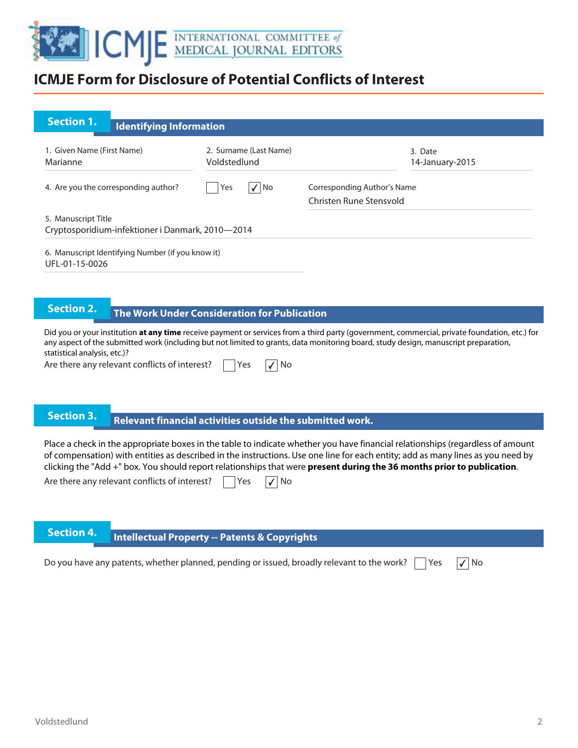# ICMJE Form for Disclosure of Potential Conflicts of Interest

## Section 1. Identifying Information

1. Given Name (First Name)
Marianne

2. Surname (Last Name)
Voldstedlund

3. Date
14-January-2015

4. Are you the corresponding author? ☐ Yes ☑ No

Corresponding Author's Name
Christen Rune Stensvold

5. Manuscript Title
Cryptosporidium-infektioner i Danmark, 2010—2014

6. Manuscript Identifying Number (if you know it)
UFL-01-15-0026

## Section 2. The Work Under Consideration for Publication

Did you or your institution **at any time** receive payment or services from a third party (government, commercial, private foundation, etc.) for any aspect of the submitted work (including but not limited to grants, data monitoring board, study design, manuscript preparation, statistical analysis, etc.)?

Are there any relevant conflicts of interest? ☐ Yes ☑ No

## Section 3. Relevant financial activities outside the submitted work.

Place a check in the appropriate boxes in the table to indicate whether you have financial relationships (regardless of amount of compensation) with entities as described in the instructions. Use one line for each entity; add as many lines as you need by clicking the "Add +" box. You should report relationships that were **present during the 36 months prior to publication**.

Are there any relevant conflicts of interest? ☐ Yes ☑ No

## Section 4. Intellectual Property -- Patents & Copyrights

Do you have any patents, whether planned, pending or issued, broadly relevant to the work? ☐ Yes ☑ No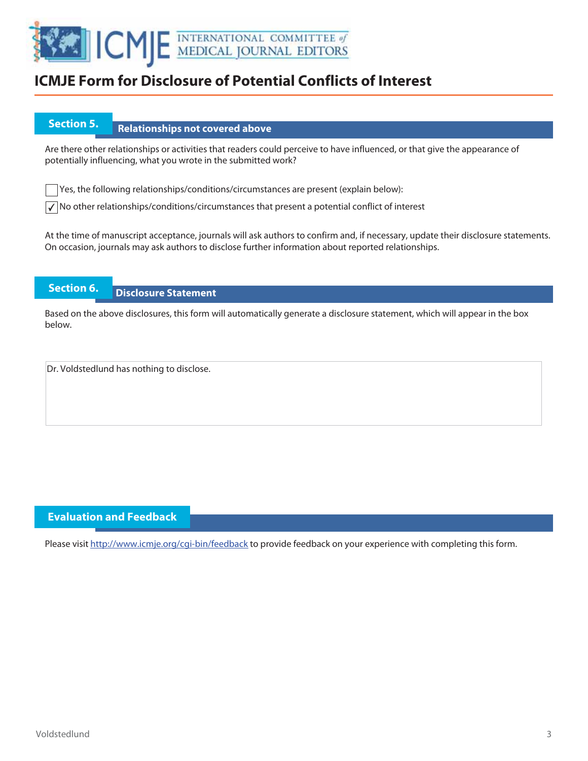# ICMJE Form for Disclosure of Potential Conflicts of Interest

## Section 5. Relationships not covered above

Are there other relationships or activities that readers could perceive to have influenced, or that give the appearance of potentially influencing, what you wrote in the submitted work?

☐ Yes, the following relationships/conditions/circumstances are present (explain below):

☑ No other relationships/conditions/circumstances that present a potential conflict of interest

At the time of manuscript acceptance, journals will ask authors to confirm and, if necessary, update their disclosure statements. On occasion, journals may ask authors to disclose further information about reported relationships.

## Section 6. Disclosure Statement

Based on the above disclosures, this form will automatically generate a disclosure statement, which will appear in the box below.

Dr. Voldstedlund has nothing to disclose.

## Evaluation and Feedback

Please visit http://www.icmje.org/cgi-bin/feedback to provide feedback on your experience with completing this form.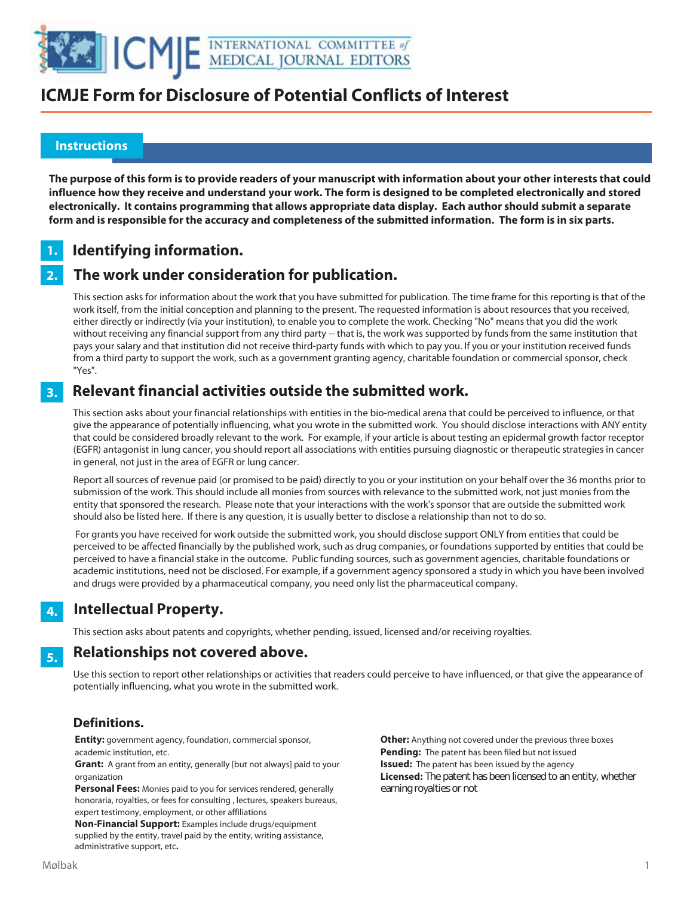# ICMJE Form for Disclosure of Potential Conflicts of Interest

## Instructions

**The purpose of this form is to provide readers of your manuscript with information about your other interests that could influence how they receive and understand your work. The form is designed to be completed electronically and stored electronically. It contains programming that allows appropriate data display. Each author should submit a separate form and is responsible for the accuracy and completeness of the submitted information. The form is in six parts.**

### 1. Identifying information.

### 2. The work under consideration for publication.

This section asks for information about the work that you have submitted for publication. The time frame for this reporting is that of the work itself, from the initial conception and planning to the present. The requested information is about resources that you received, either directly or indirectly (via your institution), to enable you to complete the work. Checking "No" means that you did the work without receiving any financial support from any third party -- that is, the work was supported by funds from the same institution that pays your salary and that institution did not receive third-party funds with which to pay you. If you or your institution received funds from a third party to support the work, such as a government granting agency, charitable foundation or commercial sponsor, check "Yes".

### 3. Relevant financial activities outside the submitted work.

This section asks about your financial relationships with entities in the bio-medical arena that could be perceived to influence, or that give the appearance of potentially influencing, what you wrote in the submitted work. You should disclose interactions with ANY entity that could be considered broadly relevant to the work. For example, if your article is about testing an epidermal growth factor receptor (EGFR) antagonist in lung cancer, you should report all associations with entities pursuing diagnostic or therapeutic strategies in cancer in general, not just in the area of EGFR or lung cancer.

Report all sources of revenue paid (or promised to be paid) directly to you or your institution on your behalf over the 36 months prior to submission of the work. This should include all monies from sources with relevance to the submitted work, not just monies from the entity that sponsored the research. Please note that your interactions with the work's sponsor that are outside the submitted work should also be listed here. If there is any question, it is usually better to disclose a relationship than not to do so.

For grants you have received for work outside the submitted work, you should disclose support ONLY from entities that could be perceived to be affected financially by the published work, such as drug companies, or foundations supported by entities that could be perceived to have a financial stake in the outcome. Public funding sources, such as government agencies, charitable foundations or academic institutions, need not be disclosed. For example, if a government agency sponsored a study in which you have been involved and drugs were provided by a pharmaceutical company, you need only list the pharmaceutical company.

### 4. Intellectual Property.

This section asks about patents and copyrights, whether pending, issued, licensed and/or receiving royalties.

### 5. Relationships not covered above.

Use this section to report other relationships or activities that readers could perceive to have influenced, or that give the appearance of potentially influencing, what you wrote in the submitted work.

### Definitions.

**Entity:** government agency, foundation, commercial sponsor, academic institution, etc.

**Grant:** A grant from an entity, generally [but not always] paid to your organization

**Personal Fees:** Monies paid to you for services rendered, generally honoraria, royalties, or fees for consulting , lectures, speakers bureaus, expert testimony, employment, or other affiliations

**Non-Financial Support:** Examples include drugs/equipment supplied by the entity, travel paid by the entity, writing assistance, administrative support, etc**.**

**Other:** Anything not covered under the previous three boxes

**Pending:** The patent has been filed but not issued

**Issued:** The patent has been issued by the agency

**Licensed:** The patent has been licensed to an entity, whether earning royalties or not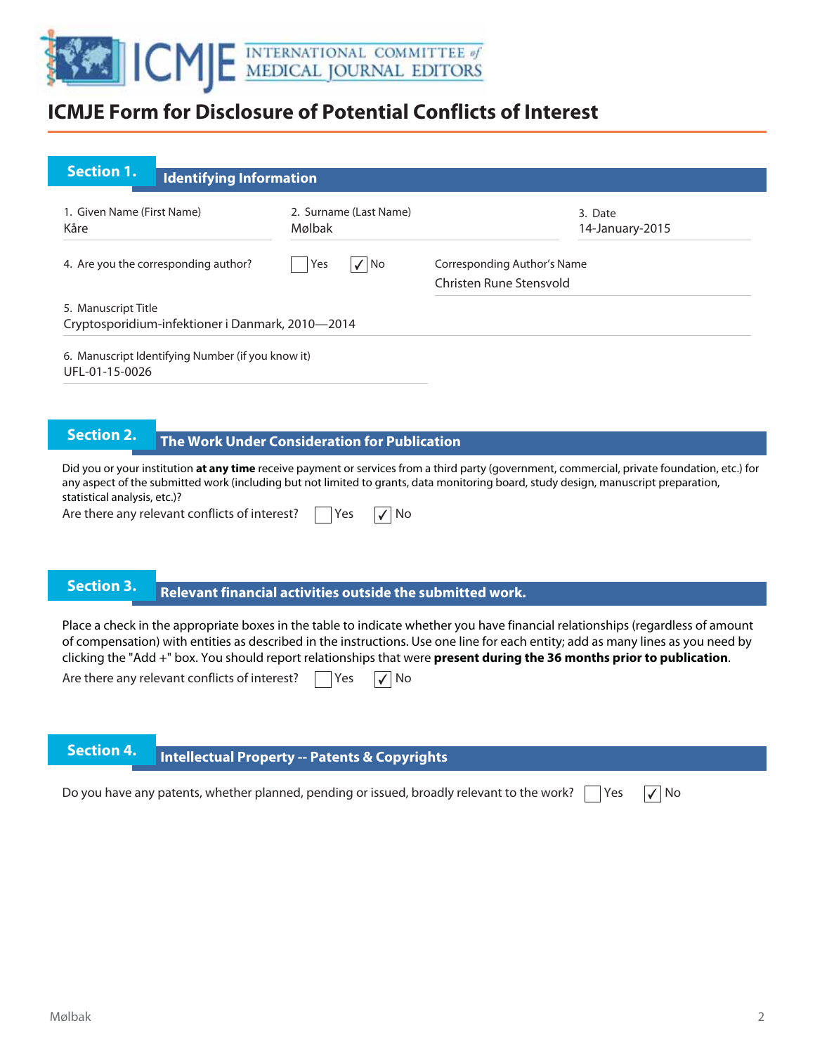# ICMJE Form for Disclosure of Potential Conflicts of Interest

## Section 1. Identifying Information

1. Given Name (First Name)
Kåre

2. Surname (Last Name)
Mølbak

3. Date
14-January-2015

4. Are you the corresponding author? ☐ Yes ☑ No

Corresponding Author's Name
Christen Rune Stensvold

5. Manuscript Title
Cryptosporidium-infektioner i Danmark, 2010—2014

6. Manuscript Identifying Number (if you know it)
UFL-01-15-0026

## Section 2. The Work Under Consideration for Publication

Did you or your institution **at any time** receive payment or services from a third party (government, commercial, private foundation, etc.) for any aspect of the submitted work (including but not limited to grants, data monitoring board, study design, manuscript preparation, statistical analysis, etc.)?

Are there any relevant conflicts of interest? ☐ Yes ☑ No

## Section 3. Relevant financial activities outside the submitted work.

Place a check in the appropriate boxes in the table to indicate whether you have financial relationships (regardless of amount of compensation) with entities as described in the instructions. Use one line for each entity; add as many lines as you need by clicking the "Add +" box. You should report relationships that were **present during the 36 months prior to publication**.

Are there any relevant conflicts of interest? ☐ Yes ☑ No

## Section 4. Intellectual Property -- Patents & Copyrights

Do you have any patents, whether planned, pending or issued, broadly relevant to the work? ☐ Yes ☑ No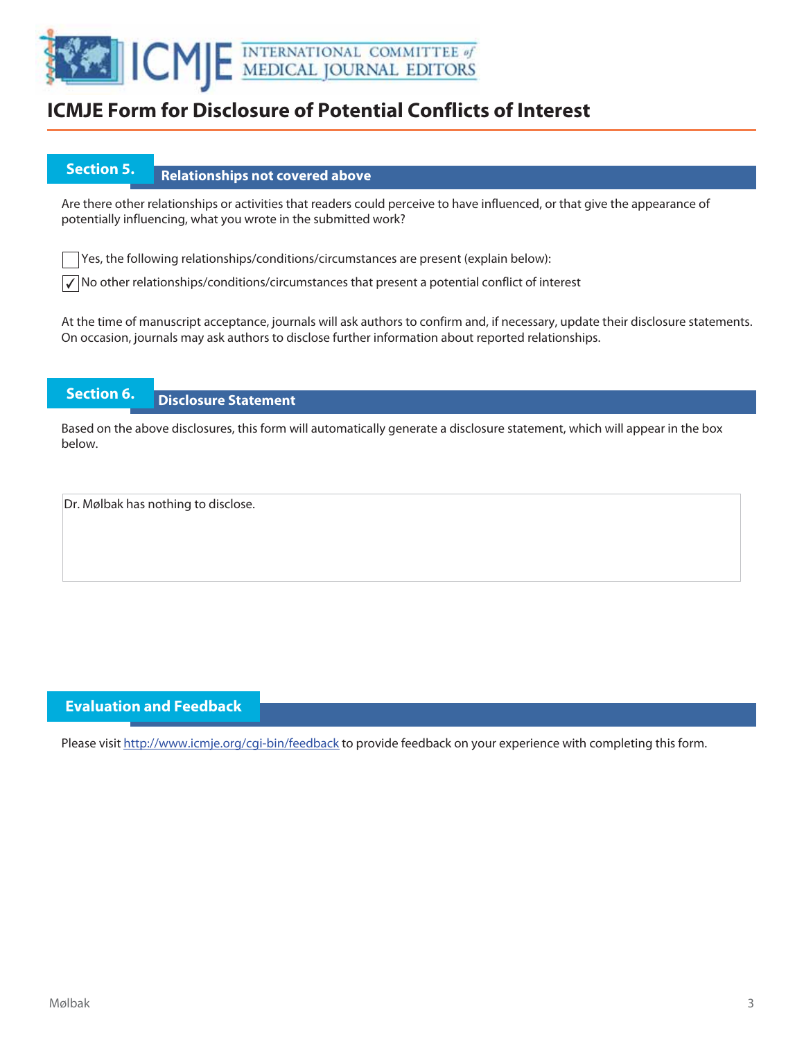# ICMJE Form for Disclosure of Potential Conflicts of Interest

## Section 5. Relationships not covered above

Are there other relationships or activities that readers could perceive to have influenced, or that give the appearance of potentially influencing, what you wrote in the submitted work?

☐ Yes, the following relationships/conditions/circumstances are present (explain below):

☑ No other relationships/conditions/circumstances that present a potential conflict of interest

At the time of manuscript acceptance, journals will ask authors to confirm and, if necessary, update their disclosure statements. On occasion, journals may ask authors to disclose further information about reported relationships.

## Section 6. Disclosure Statement

Based on the above disclosures, this form will automatically generate a disclosure statement, which will appear in the box below.

Dr. Mølbak has nothing to disclose.

## Evaluation and Feedback

Please visit http://www.icmje.org/cgi-bin/feedback to provide feedback on your experience with completing this form.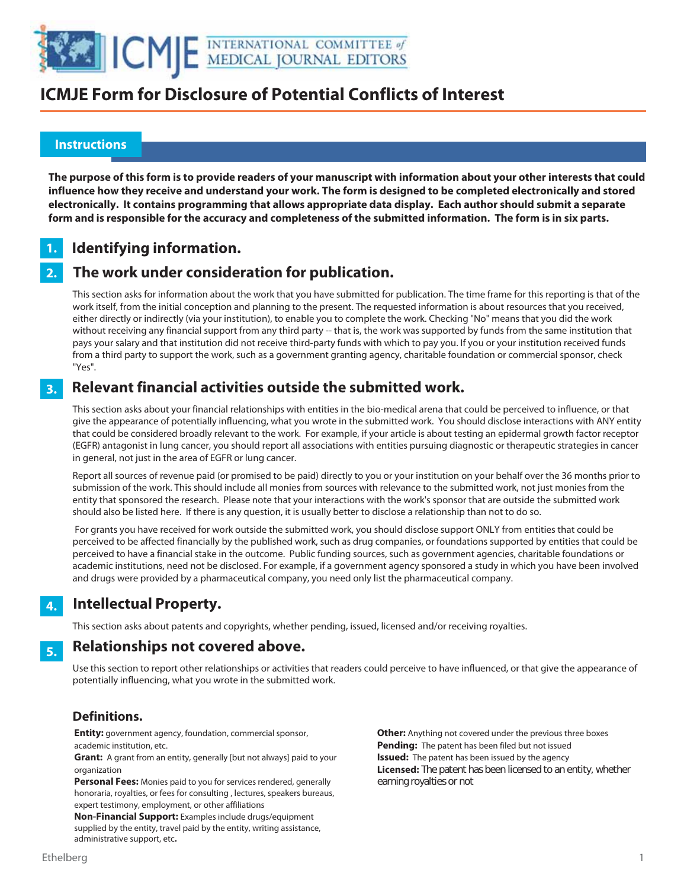# ICMJE Form for Disclosure of Potential Conflicts of Interest

## Instructions

**The purpose of this form is to provide readers of your manuscript with information about your other interests that could influence how they receive and understand your work. The form is designed to be completed electronically and stored electronically. It contains programming that allows appropriate data display. Each author should submit a separate form and is responsible for the accuracy and completeness of the submitted information. The form is in six parts.**

## 1. Identifying information.

## 2. The work under consideration for publication.

This section asks for information about the work that you have submitted for publication. The time frame for this reporting is that of the work itself, from the initial conception and planning to the present. The requested information is about resources that you received, either directly or indirectly (via your institution), to enable you to complete the work. Checking "No" means that you did the work without receiving any financial support from any third party -- that is, the work was supported by funds from the same institution that pays your salary and that institution did not receive third-party funds with which to pay you. If you or your institution received funds from a third party to support the work, such as a government granting agency, charitable foundation or commercial sponsor, check "Yes".

## 3. Relevant financial activities outside the submitted work.

This section asks about your financial relationships with entities in the bio-medical arena that could be perceived to influence, or that give the appearance of potentially influencing, what you wrote in the submitted work. You should disclose interactions with ANY entity that could be considered broadly relevant to the work. For example, if your article is about testing an epidermal growth factor receptor (EGFR) antagonist in lung cancer, you should report all associations with entities pursuing diagnostic or therapeutic strategies in cancer in general, not just in the area of EGFR or lung cancer.

Report all sources of revenue paid (or promised to be paid) directly to you or your institution on your behalf over the 36 months prior to submission of the work. This should include all monies from sources with relevance to the submitted work, not just monies from the entity that sponsored the research. Please note that your interactions with the work's sponsor that are outside the submitted work should also be listed here. If there is any question, it is usually better to disclose a relationship than not to do so.

For grants you have received for work outside the submitted work, you should disclose support ONLY from entities that could be perceived to be affected financially by the published work, such as drug companies, or foundations supported by entities that could be perceived to have a financial stake in the outcome. Public funding sources, such as government agencies, charitable foundations or academic institutions, need not be disclosed. For example, if a government agency sponsored a study in which you have been involved and drugs were provided by a pharmaceutical company, you need only list the pharmaceutical company.

## 4. Intellectual Property.

This section asks about patents and copyrights, whether pending, issued, licensed and/or receiving royalties.

## 5. Relationships not covered above.

Use this section to report other relationships or activities that readers could perceive to have influenced, or that give the appearance of potentially influencing, what you wrote in the submitted work.

### Definitions.

**Entity:** government agency, foundation, commercial sponsor, academic institution, etc.

**Grant:** A grant from an entity, generally [but not always] paid to your organization

**Personal Fees:** Monies paid to you for services rendered, generally honoraria, royalties, or fees for consulting , lectures, speakers bureaus, expert testimony, employment, or other affiliations

**Non-Financial Support:** Examples include drugs/equipment supplied by the entity, travel paid by the entity, writing assistance, administrative support, etc**.**

**Other:** Anything not covered under the previous three boxes

**Pending:** The patent has been filed but not issued

**Issued:** The patent has been issued by the agency

**Licensed:** The patent has been licensed to an entity, whether earning royalties or not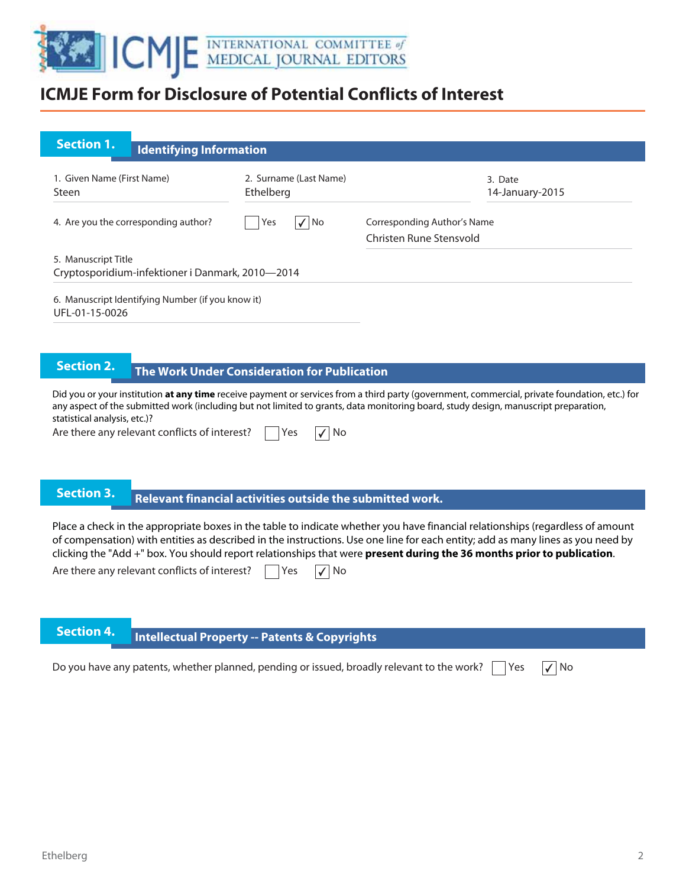# ICMJE Form for Disclosure of Potential Conflicts of Interest

## Section 1. Identifying Information

1. Given Name (First Name)
Steen

2. Surname (Last Name)
Ethelberg

3. Date
14-January-2015

4. Are you the corresponding author? ☐ Yes ☑ No

Corresponding Author's Name
Christen Rune Stensvold

5. Manuscript Title
Cryptosporidium-infektioner i Danmark, 2010—2014

6. Manuscript Identifying Number (if you know it)
UFL-01-15-0026

## Section 2. The Work Under Consideration for Publication

Did you or your institution **at any time** receive payment or services from a third party (government, commercial, private foundation, etc.) for any aspect of the submitted work (including but not limited to grants, data monitoring board, study design, manuscript preparation, statistical analysis, etc.)?

Are there any relevant conflicts of interest? ☐ Yes ☑ No

## Section 3. Relevant financial activities outside the submitted work.

Place a check in the appropriate boxes in the table to indicate whether you have financial relationships (regardless of amount of compensation) with entities as described in the instructions. Use one line for each entity; add as many lines as you need by clicking the "Add +" box. You should report relationships that were **present during the 36 months prior to publication**.

Are there any relevant conflicts of interest? ☐ Yes ☑ No

## Section 4. Intellectual Property -- Patents & Copyrights

Do you have any patents, whether planned, pending or issued, broadly relevant to the work? ☐ Yes ☑ No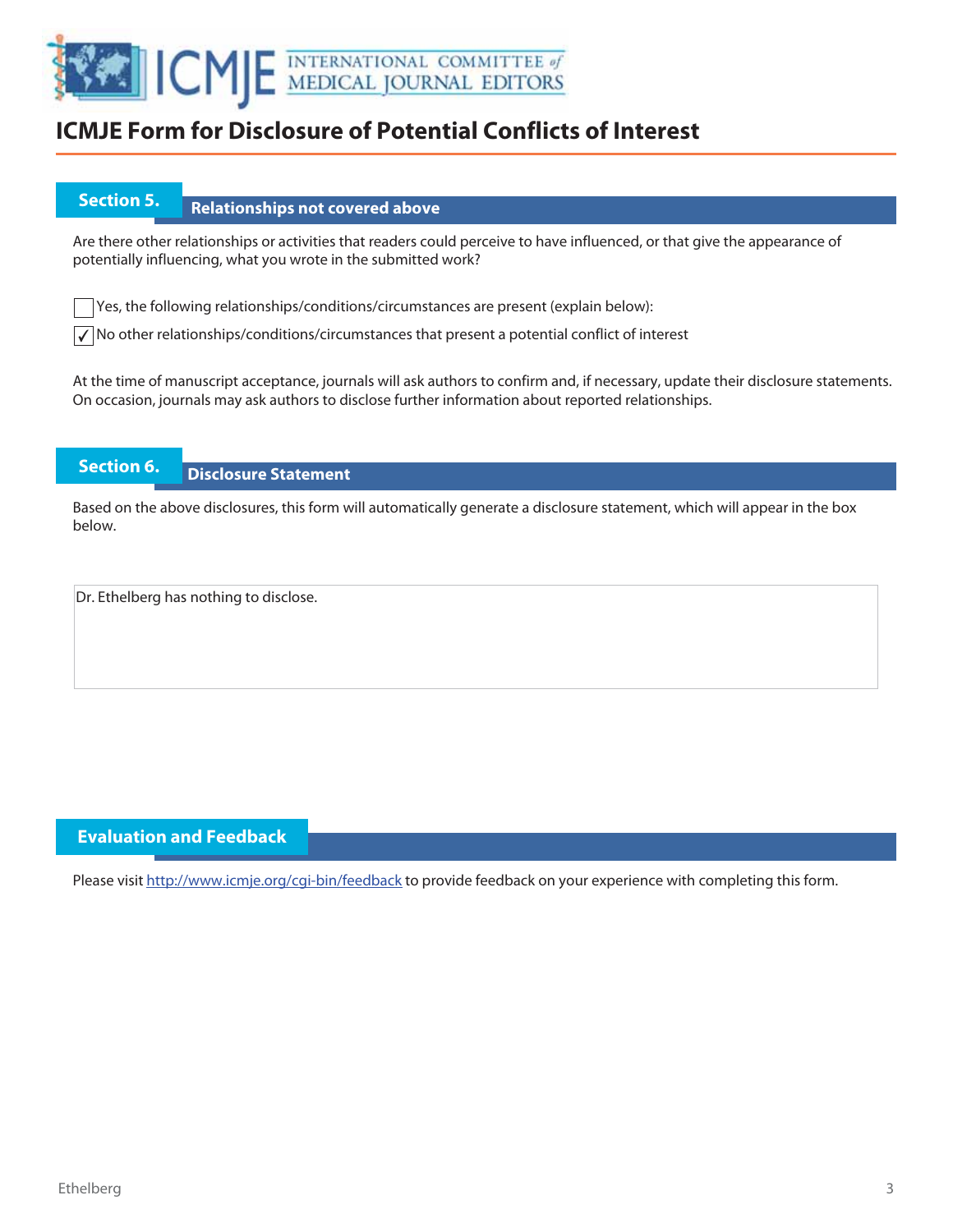# ICMJE Form for Disclosure of Potential Conflicts of Interest

## Section 5. Relationships not covered above

Are there other relationships or activities that readers could perceive to have influenced, or that give the appearance of potentially influencing, what you wrote in the submitted work?

☐ Yes, the following relationships/conditions/circumstances are present (explain below):

☑ No other relationships/conditions/circumstances that present a potential conflict of interest

At the time of manuscript acceptance, journals will ask authors to confirm and, if necessary, update their disclosure statements. On occasion, journals may ask authors to disclose further information about reported relationships.

## Section 6. Disclosure Statement

Based on the above disclosures, this form will automatically generate a disclosure statement, which will appear in the box below.

Dr. Ethelberg has nothing to disclose.

## Evaluation and Feedback

Please visit http://www.icmje.org/cgi-bin/feedback to provide feedback on your experience with completing this form.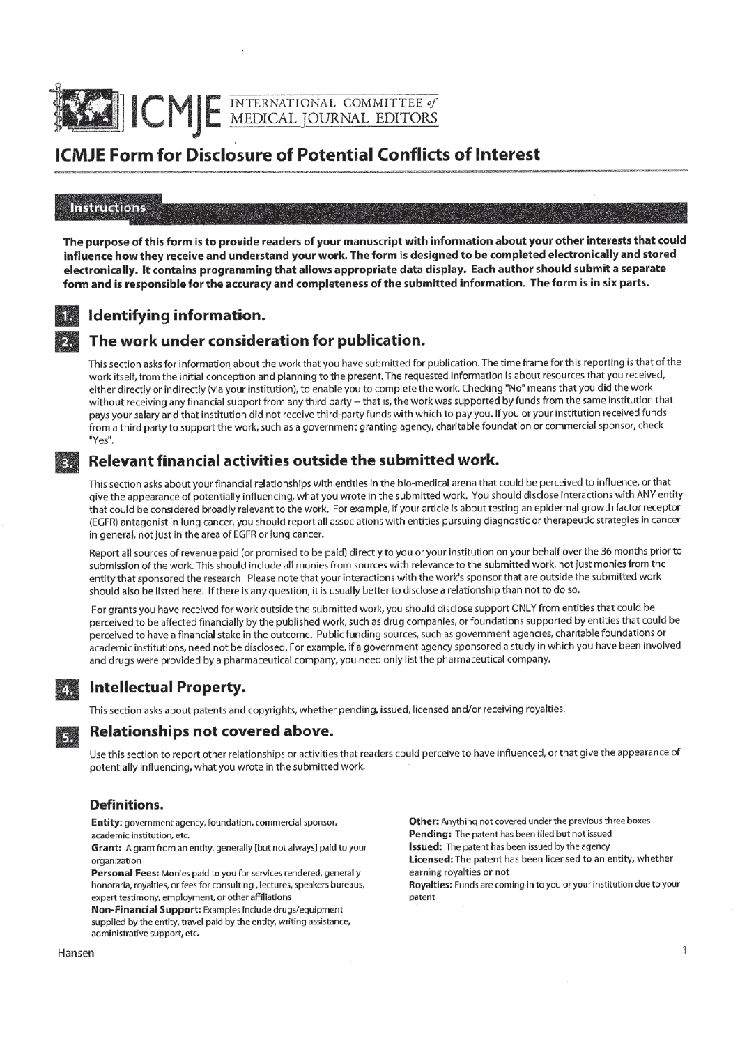ICMJE INTERNATIONAL COMMITTEE of MEDICAL JOURNAL EDITORS

# ICMJE Form for Disclosure of Potential Conflicts of Interest

## Instructions

**The purpose of this form is to provide readers of your manuscript with information about your other interests that could influence how they receive and understand your work. The form is designed to be completed electronically and stored electronically. It contains programming that allows appropriate data display. Each author should submit a separate form and is responsible for the accuracy and completeness of the submitted information. The form is in six parts.**

## 1. Identifying information.

## 2. The work under consideration for publication.

This section asks for information about the work that you have submitted for publication. The time frame for this reporting is that of the work itself, from the initial conception and planning to the present. The requested information is about resources that you received, either directly or indirectly (via your institution), to enable you to complete the work. Checking "No" means that you did the work without receiving any financial support from any third party -- that is, the work was supported by funds from the same institution that pays your salary and that institution did not receive third-party funds with which to pay you. If you or your institution received funds from a third party to support the work, such as a government granting agency, charitable foundation or commercial sponsor, check "Yes".

## 3. Relevant financial activities outside the submitted work.

This section asks about your financial relationships with entities in the bio-medical arena that could be perceived to influence, or that give the appearance of potentially influencing, what you wrote in the submitted work. You should disclose interactions with ANY entity that could be considered broadly relevant to the work. For example, if your article is about testing an epidermal growth factor receptor (EGFR) antagonist in lung cancer, you should report all associations with entities pursuing diagnostic or therapeutic strategies in cancer in general, not just in the area of EGFR or lung cancer.

Report all sources of revenue paid (or promised to be paid) directly to you or your institution on your behalf over the 36 months prior to submission of the work. This should include all monies from sources with relevance to the submitted work, not just monies from the entity that sponsored the research. Please note that your interactions with the work's sponsor that are outside the submitted work should also be listed here. If there is any question, it is usually better to disclose a relationship than not to do so.

For grants you have received for work outside the submitted work, you should disclose support ONLY from entities that could be perceived to be affected financially by the published work, such as drug companies, or foundations supported by entities that could be perceived to have a financial stake in the outcome. Public funding sources, such as government agencies, charitable foundations or academic institutions, need not be disclosed. For example, if a government agency sponsored a study in which you have been involved and drugs were provided by a pharmaceutical company, you need only list the pharmaceutical company.

## 4. Intellectual Property.

This section asks about patents and copyrights, whether pending, issued, licensed and/or receiving royalties.

## 5. Relationships not covered above.

Use this section to report other relationships or activities that readers could perceive to have influenced, or that give the appearance of potentially influencing, what you wrote in the submitted work.

### Definitions.

**Entity:** government agency, foundation, commercial sponsor, academic institution, etc.

**Grant:** A grant from an entity, generally [but not always] paid to your organization

**Personal Fees:** Monies paid to you for services rendered, generally honoraria, royalties, or fees for consulting, lectures, speakers bureaus, expert testimony, employment, or other affiliations

**Non-Financial Support:** Examples include drugs/equipment supplied by the entity, travel paid by the entity, writing assistance, administrative support, etc.

**Other:** Anything not covered under the previous three boxes

**Pending:** The patent has been filed but not issued

**Issued:** The patent has been issued by the agency

**Licensed:** The patent has been licensed to an entity, whether earning royalties or not

**Royalties:** Funds are coming in to you or your institution due to your patent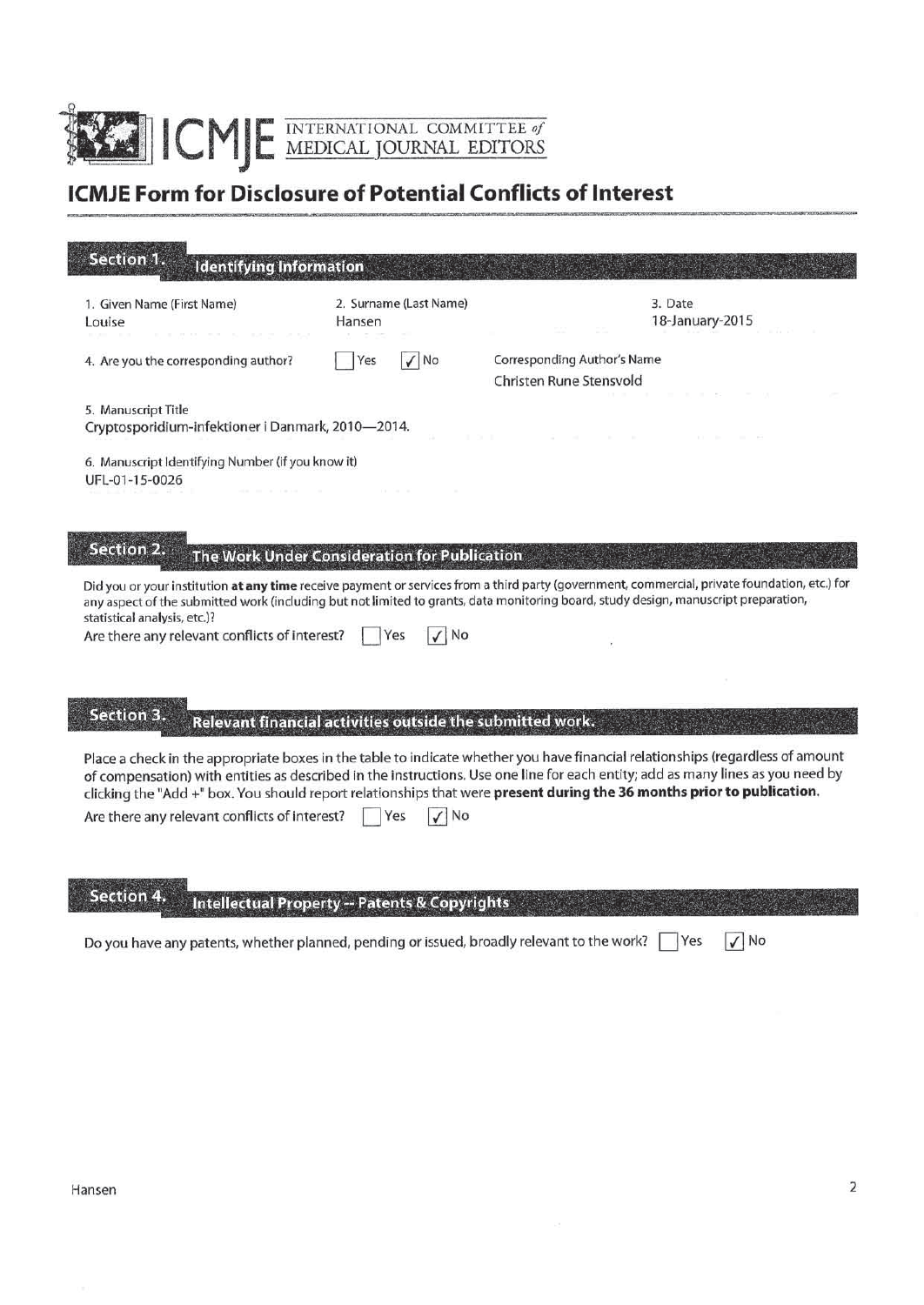ICMJE INTERNATIONAL COMMITTEE *of* MEDICAL JOURNAL EDITORS

# ICMJE Form for Disclosure of Potential Conflicts of Interest

## Section 1. Identifying Information

1. Given Name (First Name)
Louise

2. Surname (Last Name)
Hansen

3. Date
18-January-2015

4. Are you the corresponding author? ☐ Yes ☑ No

Corresponding Author's Name
Christen Rune Stensvold

5. Manuscript Title
Cryptosporidium-infektioner i Danmark, 2010—2014.

6. Manuscript Identifying Number (if you know it)
UFL-01-15-0026

## Section 2. The Work Under Consideration for Publication

Did you or your institution **at any time** receive payment or services from a third party (government, commercial, private foundation, etc.) for any aspect of the submitted work (including but not limited to grants, data monitoring board, study design, manuscript preparation, statistical analysis, etc.)?

Are there any relevant conflicts of interest? ☐ Yes ☑ No

## Section 3. Relevant financial activities outside the submitted work.

Place a check in the appropriate boxes in the table to indicate whether you have financial relationships (regardless of amount of compensation) with entities as described in the instructions. Use one line for each entity; add as many lines as you need by clicking the "Add +" box. You should report relationships that were **present during the 36 months prior to publication.**

Are there any relevant conflicts of interest? ☐ Yes ☑ No

## Section 4. Intellectual Property -- Patents & Copyrights

Do you have any patents, whether planned, pending or issued, broadly relevant to the work? ☐ Yes ☑ No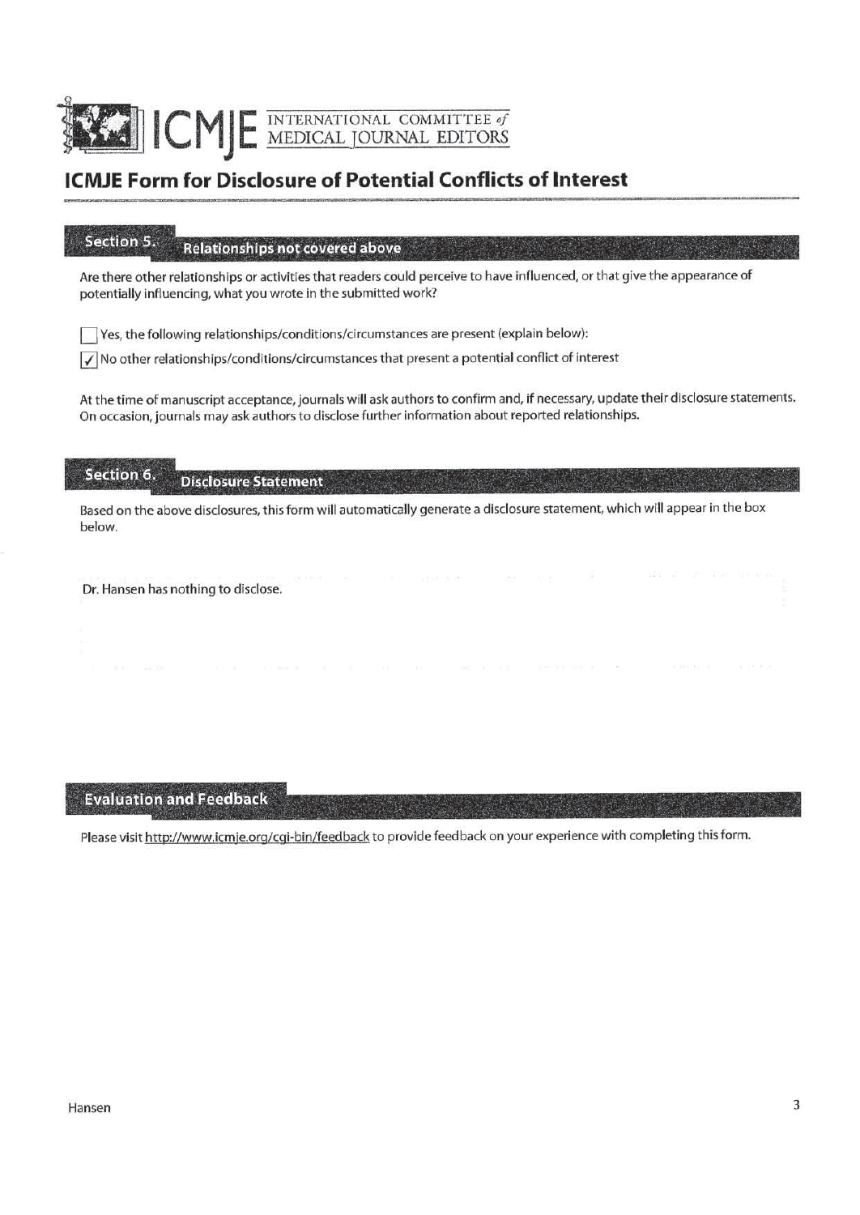ICMJE INTERNATIONAL COMMITTEE *of* MEDICAL JOURNAL EDITORS

# ICMJE Form for Disclosure of Potential Conflicts of Interest

## Section 5. Relationships not covered above

Are there other relationships or activities that readers could perceive to have influenced, or that give the appearance of potentially influencing, what you wrote in the submitted work?

☐ Yes, the following relationships/conditions/circumstances are present (explain below):

☑ No other relationships/conditions/circumstances that present a potential conflict of interest

At the time of manuscript acceptance, journals will ask authors to confirm and, if necessary, update their disclosure statements. On occasion, journals may ask authors to disclose further information about reported relationships.

## Section 6. Disclosure Statement

Based on the above disclosures, this form will automatically generate a disclosure statement, which will appear in the box below.

Dr. Hansen has nothing to disclose.

## Evaluation and Feedback

Please visit http://www.icmje.org/cgi-bin/feedback to provide feedback on your experience with completing this form.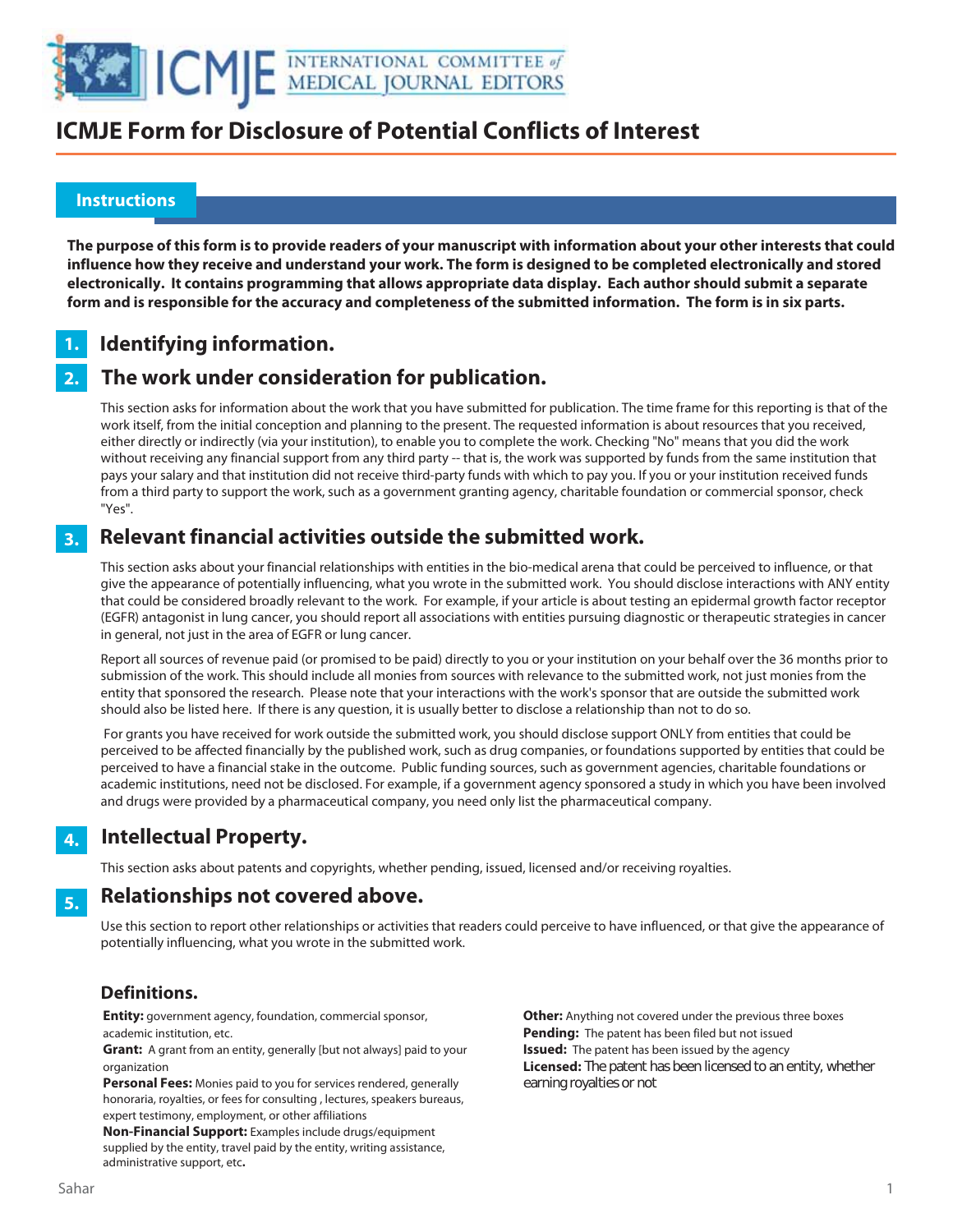# ICMJE Form for Disclosure of Potential Conflicts of Interest

## Instructions

**The purpose of this form is to provide readers of your manuscript with information about your other interests that could influence how they receive and understand your work. The form is designed to be completed electronically and stored electronically. It contains programming that allows appropriate data display. Each author should submit a separate form and is responsible for the accuracy and completeness of the submitted information. The form is in six parts.**

### 1. Identifying information.

### 2. The work under consideration for publication.

This section asks for information about the work that you have submitted for publication. The time frame for this reporting is that of the work itself, from the initial conception and planning to the present. The requested information is about resources that you received, either directly or indirectly (via your institution), to enable you to complete the work. Checking "No" means that you did the work without receiving any financial support from any third party -- that is, the work was supported by funds from the same institution that pays your salary and that institution did not receive third-party funds with which to pay you. If you or your institution received funds from a third party to support the work, such as a government granting agency, charitable foundation or commercial sponsor, check "Yes".

### 3. Relevant financial activities outside the submitted work.

This section asks about your financial relationships with entities in the bio-medical arena that could be perceived to influence, or that give the appearance of potentially influencing, what you wrote in the submitted work. You should disclose interactions with ANY entity that could be considered broadly relevant to the work. For example, if your article is about testing an epidermal growth factor receptor (EGFR) antagonist in lung cancer, you should report all associations with entities pursuing diagnostic or therapeutic strategies in cancer in general, not just in the area of EGFR or lung cancer.

Report all sources of revenue paid (or promised to be paid) directly to you or your institution on your behalf over the 36 months prior to submission of the work. This should include all monies from sources with relevance to the submitted work, not just monies from the entity that sponsored the research. Please note that your interactions with the work's sponsor that are outside the submitted work should also be listed here. If there is any question, it is usually better to disclose a relationship than not to do so.

For grants you have received for work outside the submitted work, you should disclose support ONLY from entities that could be perceived to be affected financially by the published work, such as drug companies, or foundations supported by entities that could be perceived to have a financial stake in the outcome. Public funding sources, such as government agencies, charitable foundations or academic institutions, need not be disclosed. For example, if a government agency sponsored a study in which you have been involved and drugs were provided by a pharmaceutical company, you need only list the pharmaceutical company.

### 4. Intellectual Property.

This section asks about patents and copyrights, whether pending, issued, licensed and/or receiving royalties.

### 5. Relationships not covered above.

Use this section to report other relationships or activities that readers could perceive to have influenced, or that give the appearance of potentially influencing, what you wrote in the submitted work.

### Definitions.

**Entity:** government agency, foundation, commercial sponsor, academic institution, etc.

**Grant:** A grant from an entity, generally [but not always] paid to your organization

**Personal Fees:** Monies paid to you for services rendered, generally honoraria, royalties, or fees for consulting , lectures, speakers bureaus, expert testimony, employment, or other affiliations

**Non-Financial Support:** Examples include drugs/equipment supplied by the entity, travel paid by the entity, writing assistance, administrative support, etc**.**

**Other:** Anything not covered under the previous three boxes

**Pending:** The patent has been filed but not issued

**Issued:** The patent has been issued by the agency

**Licensed:** The patent has been licensed to an entity, whether earning royalties or not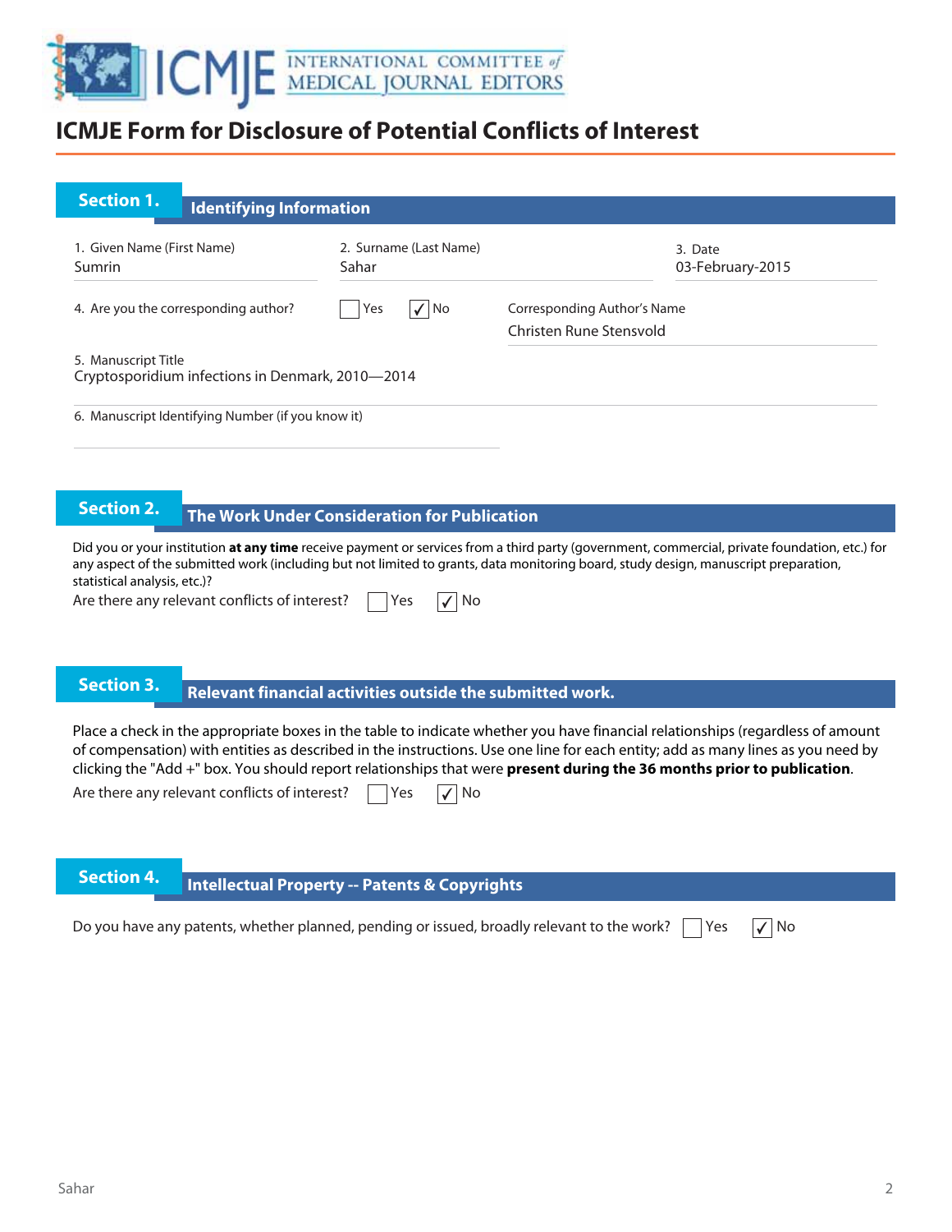# ICMJE Form for Disclosure of Potential Conflicts of Interest

## Section 1. Identifying Information

1. Given Name (First Name)
Sumrin

2. Surname (Last Name)
Sahar

3. Date
03-February-2015

4. Are you the corresponding author? ☐ Yes ☑ No

Corresponding Author's Name
Christen Rune Stensvold

5. Manuscript Title
Cryptosporidium infections in Denmark, 2010—2014

6. Manuscript Identifying Number (if you know it)

## Section 2. The Work Under Consideration for Publication

Did you or your institution **at any time** receive payment or services from a third party (government, commercial, private foundation, etc.) for any aspect of the submitted work (including but not limited to grants, data monitoring board, study design, manuscript preparation, statistical analysis, etc.)?

Are there any relevant conflicts of interest? ☐ Yes ☑ No

## Section 3. Relevant financial activities outside the submitted work.

Place a check in the appropriate boxes in the table to indicate whether you have financial relationships (regardless of amount of compensation) with entities as described in the instructions. Use one line for each entity; add as many lines as you need by clicking the "Add +" box. You should report relationships that were **present during the 36 months prior to publication**.

Are there any relevant conflicts of interest? ☐ Yes ☑ No

## Section 4. Intellectual Property -- Patents & Copyrights

Do you have any patents, whether planned, pending or issued, broadly relevant to the work? ☐ Yes ☑ No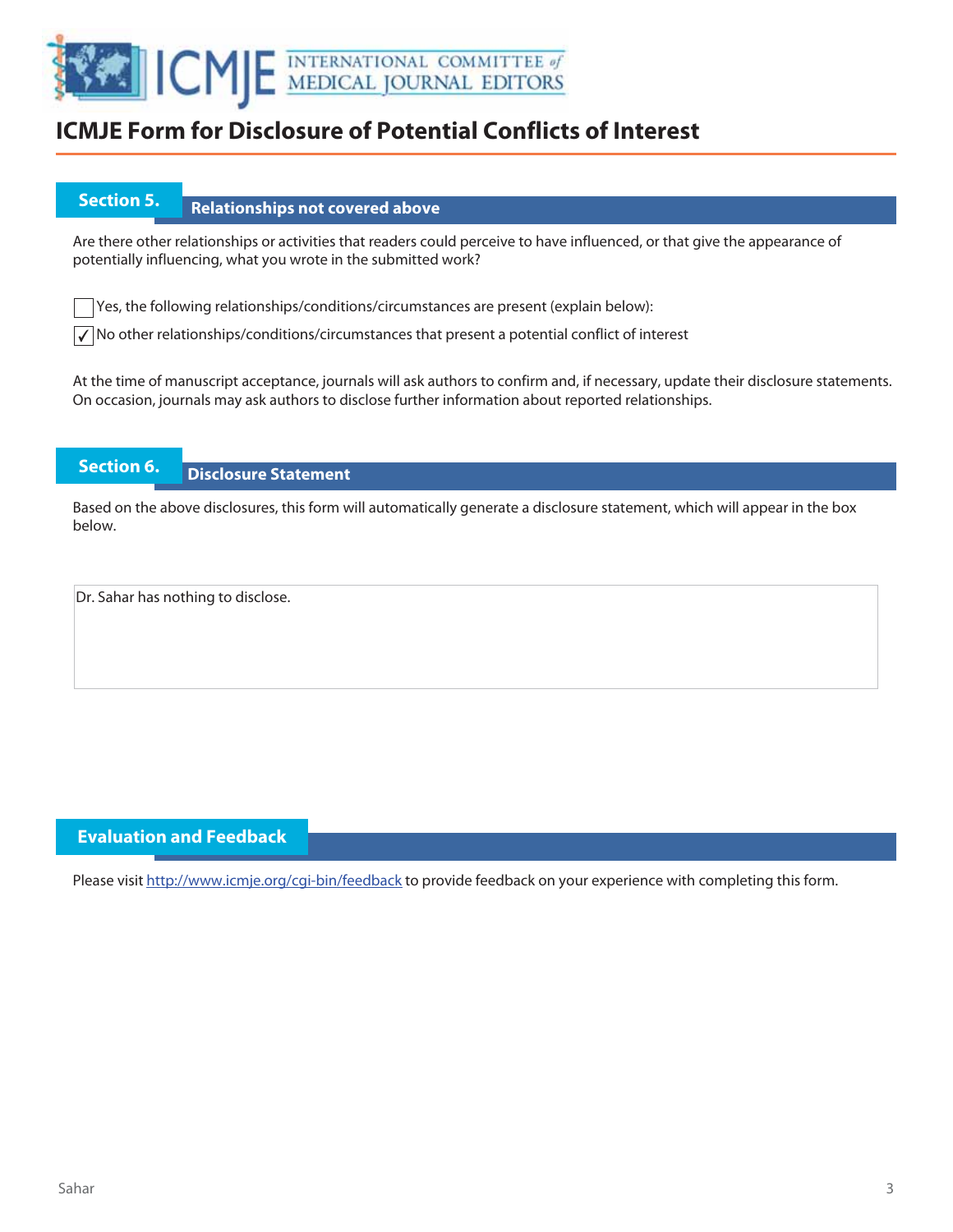# ICMJE Form for Disclosure of Potential Conflicts of Interest

## Section 5. Relationships not covered above

Are there other relationships or activities that readers could perceive to have influenced, or that give the appearance of potentially influencing, what you wrote in the submitted work?

- [ ] Yes, the following relationships/conditions/circumstances are present (explain below):
- [x] No other relationships/conditions/circumstances that present a potential conflict of interest

At the time of manuscript acceptance, journals will ask authors to confirm and, if necessary, update their disclosure statements. On occasion, journals may ask authors to disclose further information about reported relationships.

## Section 6. Disclosure Statement

Based on the above disclosures, this form will automatically generate a disclosure statement, which will appear in the box below.

Dr. Sahar has nothing to disclose.

## Evaluation and Feedback

Please visit http://www.icmje.org/cgi-bin/feedback to provide feedback on your experience with completing this form.